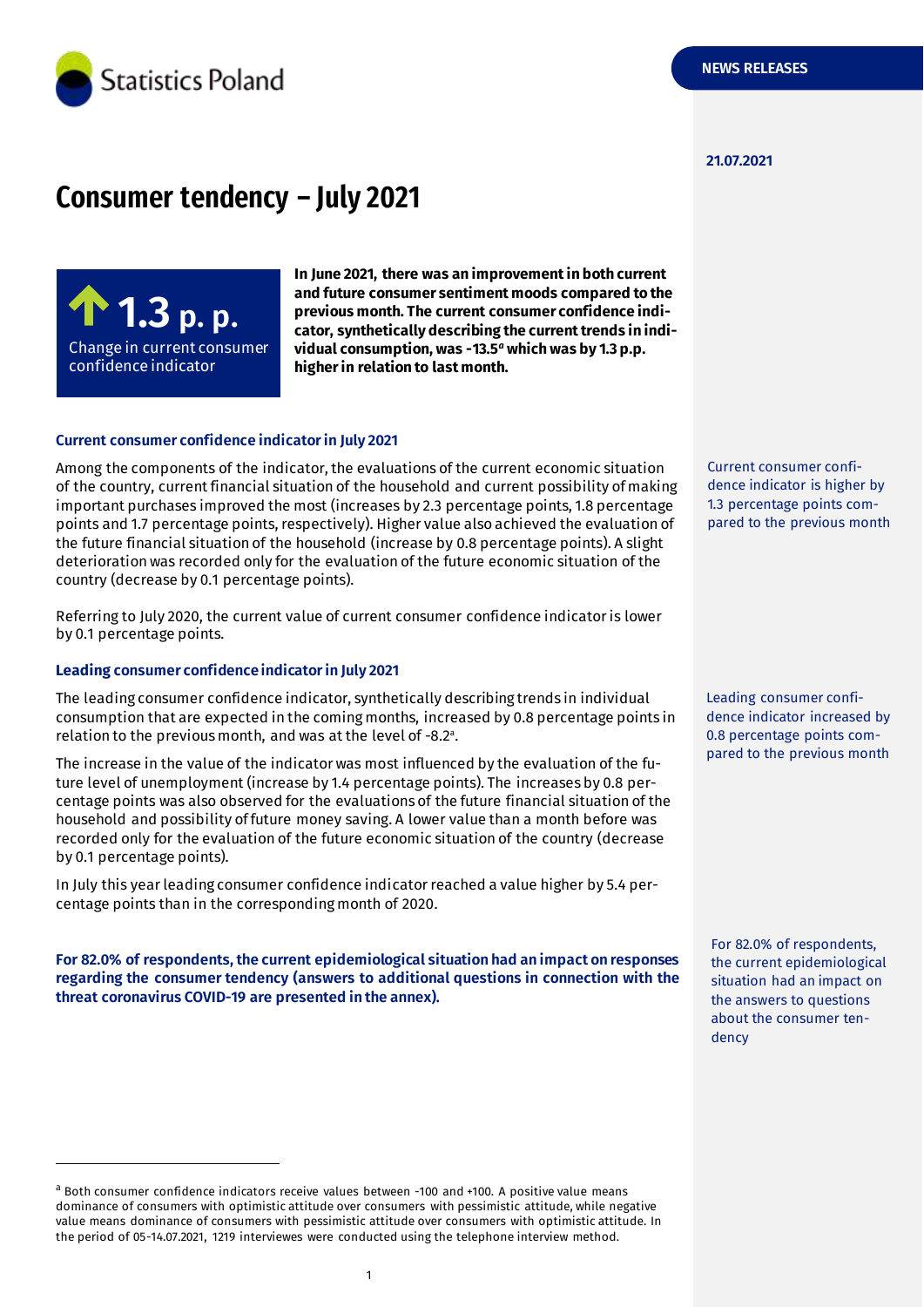Statistics Poland

NEWS RELEASES

21.07.2021

# Consumer tendency – July 2021

**1.3 p. p.**
Change in current consumer confidence indicator

**In June 2021, there was an improvement in both current and future consumer sentiment moods compared to the previous month. The current consumer confidence indicator, synthetically describing the current trends in individual consumption, was -13.5[a] which was by 1.3 p.p. higher in relation to last month.**

### Current consumer confidence indicator in July 2021

Among the components of the indicator, the evaluations of the current economic situation of the country, current financial situation of the household and current possibility of making important purchases improved the most (increases by 2.3 percentage points, 1.8 percentage points and 1.7 percentage points, respectively). Higher value also achieved the evaluation of the future financial situation of the household (increase by 0.8 percentage points). A slight deterioration was recorded only for the evaluation of the future economic situation of the country (decrease by 0.1 percentage points).

Referring to July 2020, the current value of current consumer confidence indicator is lower by 0.1 percentage points.

Current consumer confidence indicator is higher by 1.3 percentage points compared to the previous month

### Leading consumer confidence indicator in July 2021

The leading consumer confidence indicator, synthetically describing trends in individual consumption that are expected in the coming months, increased by 0.8 percentage points in relation to the previous month, and was at the level of -8.2[a].

The increase in the value of the indicator was most influenced by the evaluation of the future level of unemployment (increase by 1.4 percentage points). The increases by 0.8 percentage points was also observed for the evaluations of the future financial situation of the household and possibility of future money saving. A lower value than a month before was recorded only for the evaluation of the future economic situation of the country (decrease by 0.1 percentage points).

In July this year leading consumer confidence indicator reached a value higher by 5.4 percentage points than in the corresponding month of 2020.

Leading consumer confidence indicator increased by 0.8 percentage points compared to the previous month

**For 82.0% of respondents, the current epidemiological situation had an impact on responses regarding the consumer tendency (answers to additional questions in connection with the threat coronavirus COVID-19 are presented in the annex).**

For 82.0% of respondents, the current epidemiological situation had an impact on the answers to questions about the consumer tendency

[a] Both consumer confidence indicators receive values between -100 and +100. A positive value means dominance of consumers with optimistic attitude over consumers with pessimistic attitude, while negative value means dominance of consumers with pessimistic attitude over consumers with optimistic attitude. In the period of 05-14.07.2021, 1219 interviewes were conducted using the telephone interview method.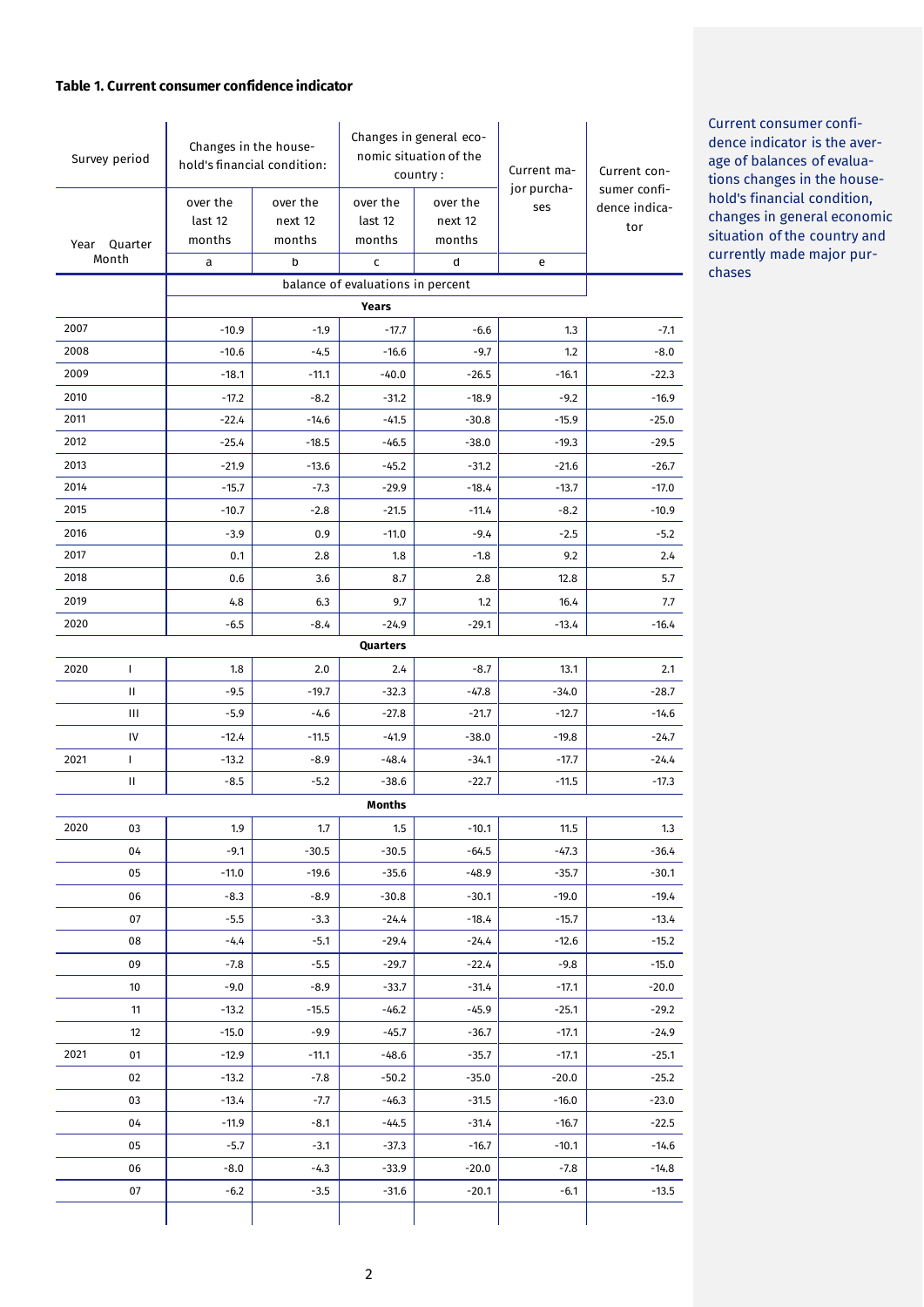**Table 1. Current consumer confidence indicator**

| Survey period | | Changes in the household's financial condition: | | Changes in general economic situation of the country: | | Current major purchases | Current consumer confidence indicator |
|---|---|---|---|---|---|---|---|
| Year | Quarter Month | over the last 12 months | over the next 12 months | over the last 12 months | over the next 12 months | | |
| | | a | b | c | d | e | |
| | | balance of evaluations in percent | | | | | |
| | | **Years** | | | | | |
| 2007 | | -10.9 | -1.9 | -17.7 | -6.6 | 1.3 | -7.1 |
| 2008 | | -10.6 | -4.5 | -16.6 | -9.7 | 1.2 | -8.0 |
| 2009 | | -18.1 | -11.1 | -40.0 | -26.5 | -16.1 | -22.3 |
| 2010 | | -17.2 | -8.2 | -31.2 | -18.9 | -9.2 | -16.9 |
| 2011 | | -22.4 | -14.6 | -41.5 | -30.8 | -15.9 | -25.0 |
| 2012 | | -25.4 | -18.5 | -46.5 | -38.0 | -19.3 | -29.5 |
| 2013 | | -21.9 | -13.6 | -45.2 | -31.2 | -21.6 | -26.7 |
| 2014 | | -15.7 | -7.3 | -29.9 | -18.4 | -13.7 | -17.0 |
| 2015 | | -10.7 | -2.8 | -21.5 | -11.4 | -8.2 | -10.9 |
| 2016 | | -3.9 | 0.9 | -11.0 | -9.4 | -2.5 | -5.2 |
| 2017 | | 0.1 | 2.8 | 1.8 | -1.8 | 9.2 | 2.4 |
| 2018 | | 0.6 | 3.6 | 8.7 | 2.8 | 12.8 | 5.7 |
| 2019 | | 4.8 | 6.3 | 9.7 | 1.2 | 16.4 | 7.7 |
| 2020 | | -6.5 | -8.4 | -24.9 | -29.1 | -13.4 | -16.4 |
| | | **Quarters** | | | | | |
| 2020 | I | 1.8 | 2.0 | 2.4 | -8.7 | 13.1 | 2.1 |
| | II | -9.5 | -19.7 | -32.3 | -47.8 | -34.0 | -28.7 |
| | III | -5.9 | -4.6 | -27.8 | -21.7 | -12.7 | -14.6 |
| | IV | -12.4 | -11.5 | -41.9 | -38.0 | -19.8 | -24.7 |
| 2021 | I | -13.2 | -8.9 | -48.4 | -34.1 | -17.7 | -24.4 |
| | II | -8.5 | -5.2 | -38.6 | -22.7 | -11.5 | -17.3 |
| | | **Months** | | | | | |
| 2020 | 03 | 1.9 | 1.7 | 1.5 | -10.1 | 11.5 | 1.3 |
| | 04 | -9.1 | -30.5 | -30.5 | -64.5 | -47.3 | -36.4 |
| | 05 | -11.0 | -19.6 | -35.6 | -48.9 | -35.7 | -30.1 |
| | 06 | -8.3 | -8.9 | -30.8 | -30.1 | -19.0 | -19.4 |
| | 07 | -5.5 | -3.3 | -24.4 | -18.4 | -15.7 | -13.4 |
| | 08 | -4.4 | -5.1 | -29.4 | -24.4 | -12.6 | -15.2 |
| | 09 | -7.8 | -5.5 | -29.7 | -22.4 | -9.8 | -15.0 |
| | 10 | -9.0 | -8.9 | -33.7 | -31.4 | -17.1 | -20.0 |
| | 11 | -13.2 | -15.5 | -46.2 | -45.9 | -25.1 | -29.2 |
| | 12 | -15.0 | -9.9 | -45.7 | -36.7 | -17.1 | -24.9 |
| 2021 | 01 | -12.9 | -11.1 | -48.6 | -35.7 | -17.1 | -25.1 |
| | 02 | -13.2 | -7.8 | -50.2 | -35.0 | -20.0 | -25.2 |
| | 03 | -13.4 | -7.7 | -46.3 | -31.5 | -16.0 | -23.0 |
| | 04 | -11.9 | -8.1 | -44.5 | -31.4 | -16.7 | -22.5 |
| | 05 | -5.7 | -3.1 | -37.3 | -16.7 | -10.1 | -14.6 |
| | 06 | -8.0 | -4.3 | -33.9 | -20.0 | -7.8 | -14.8 |
| | 07 | -6.2 | -3.5 | -31.6 | -20.1 | -6.1 | -13.5 |

Current consumer confidence indicator is the average of balances of evaluations changes in the household's financial condition, changes in general economic situation of the country and currently made major purchases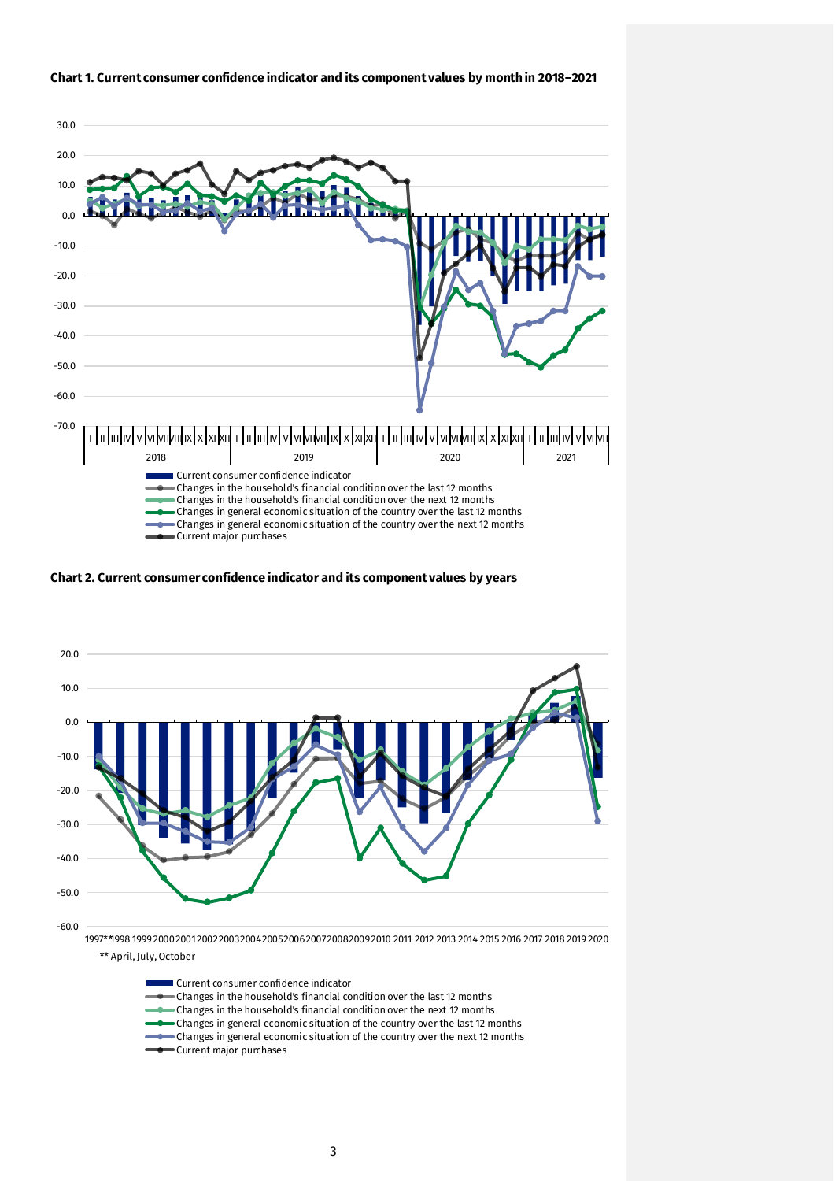**Chart 1. Current consumer confidence indicator and its component values by month in 2018–2021**

30.0
20.0
10.0
0.0
-10.0
-20.0
-30.0
-40.0
-50.0
-60.0
-70.0

I II III IV V VI VII VIII IX X XI XII I II III IV V VI VII VIII IX X XI XII I II III IV V VI VII VIII IX X XI XII I II III IV V VI VII

2018 2019 2020 2021

- Current consumer confidence indicator
- Changes in the household's financial condition over the last 12 months
- Changes in the household's financial condition over the next 12 months
- Changes in general economic situation of the country over the last 12 months
- Changes in general economic situation of the country over the next 12 months
- Current major purchases

**Chart 2. Current consumer confidence indicator and its component values by years**

20.0
10.0
0.0
-10.0
-20.0
-30.0
-40.0
-50.0
-60.0

1997** 1998 1999 2000 2001 2002 2003 2004 2005 2006 2007 2008 2009 2010 2011 2012 2013 2014 2015 2016 2017 2018 2019 2020

** April, July, October

- Current consumer confidence indicator
- Changes in the household's financial condition over the last 12 months
- Changes in the household's financial condition over the next 12 months
- Changes in general economic situation of the country over the last 12 months
- Changes in general economic situation of the country over the next 12 months
- Current major purchases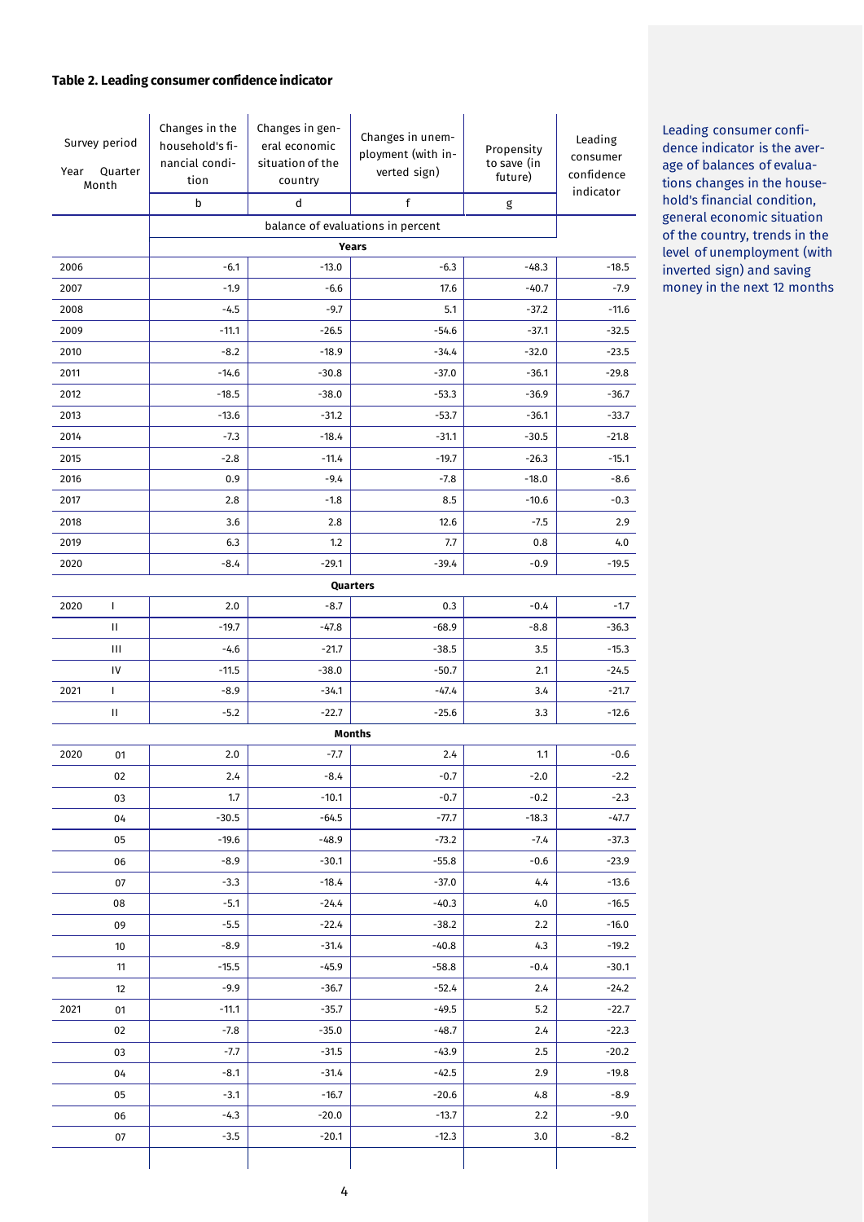### Table 2. Leading consumer confidence indicator

| Survey period Year Quarter Month | | Changes in the household's financial condition | Changes in general economic situation of the country | Changes in unemployment (with inverted sign) | Propensity to save (in future) | Leading consumer confidence indicator |
|---|---|---|---|---|---|---|
| | | b | d | f | g | |
| | | balance of evaluations in percent | | | | |
| **Years** | | | | | | |
| 2006 | | -6.1 | -13.0 | -6.3 | -48.3 | -18.5 |
| 2007 | | -1.9 | -6.6 | 17.6 | -40.7 | -7.9 |
| 2008 | | -4.5 | -9.7 | 5.1 | -37.2 | -11.6 |
| 2009 | | -11.1 | -26.5 | -54.6 | -37.1 | -32.5 |
| 2010 | | -8.2 | -18.9 | -34.4 | -32.0 | -23.5 |
| 2011 | | -14.6 | -30.8 | -37.0 | -36.1 | -29.8 |
| 2012 | | -18.5 | -38.0 | -53.3 | -36.9 | -36.7 |
| 2013 | | -13.6 | -31.2 | -53.7 | -36.1 | -33.7 |
| 2014 | | -7.3 | -18.4 | -31.1 | -30.5 | -21.8 |
| 2015 | | -2.8 | -11.4 | -19.7 | -26.3 | -15.1 |
| 2016 | | 0.9 | -9.4 | -7.8 | -18.0 | -8.6 |
| 2017 | | 2.8 | -1.8 | 8.5 | -10.6 | -0.3 |
| 2018 | | 3.6 | 2.8 | 12.6 | -7.5 | 2.9 |
| 2019 | | 6.3 | 1.2 | 7.7 | 0.8 | 4.0 |
| 2020 | | -8.4 | -29.1 | -39.4 | -0.9 | -19.5 |
| **Quarters** | | | | | | |
| 2020 | I | 2.0 | -8.7 | 0.3 | -0.4 | -1.7 |
| | II | -19.7 | -47.8 | -68.9 | -8.8 | -36.3 |
| | III | -4.6 | -21.7 | -38.5 | 3.5 | -15.3 |
| | IV | -11.5 | -38.0 | -50.7 | 2.1 | -24.5 |
| 2021 | I | -8.9 | -34.1 | -47.4 | 3.4 | -21.7 |
| | II | -5.2 | -22.7 | -25.6 | 3.3 | -12.6 |
| **Months** | | | | | | |
| 2020 | 01 | 2.0 | -7.7 | 2.4 | 1.1 | -0.6 |
| | 02 | 2.4 | -8.4 | -0.7 | -2.0 | -2.2 |
| | 03 | 1.7 | -10.1 | -0.7 | -0.2 | -2.3 |
| | 04 | -30.5 | -64.5 | -77.7 | -18.3 | -47.7 |
| | 05 | -19.6 | -48.9 | -73.2 | -7.4 | -37.3 |
| | 06 | -8.9 | -30.1 | -55.8 | -0.6 | -23.9 |
| | 07 | -3.3 | -18.4 | -37.0 | 4.4 | -13.6 |
| | 08 | -5.1 | -24.4 | -40.3 | 4.0 | -16.5 |
| | 09 | -5.5 | -22.4 | -38.2 | 2.2 | -16.0 |
| | 10 | -8.9 | -31.4 | -40.8 | 4.3 | -19.2 |
| | 11 | -15.5 | -45.9 | -58.8 | -0.4 | -30.1 |
| | 12 | -9.9 | -36.7 | -52.4 | 2.4 | -24.2 |
| 2021 | 01 | -11.1 | -35.7 | -49.5 | 5.2 | -22.7 |
| | 02 | -7.8 | -35.0 | -48.7 | 2.4 | -22.3 |
| | 03 | -7.7 | -31.5 | -43.9 | 2.5 | -20.2 |
| | 04 | -8.1 | -31.4 | -42.5 | 2.9 | -19.8 |
| | 05 | -3.1 | -16.7 | -20.6 | 4.8 | -8.9 |
| | 06 | -4.3 | -20.0 | -13.7 | 2.2 | -9.0 |
| | 07 | -3.5 | -20.1 | -12.3 | 3.0 | -8.2 |

Leading consumer confidence indicator is the average of balances of evaluations changes in the household's financial condition, general economic situation of the country, trends in the level of unemployment (with inverted sign) and saving money in the next 12 months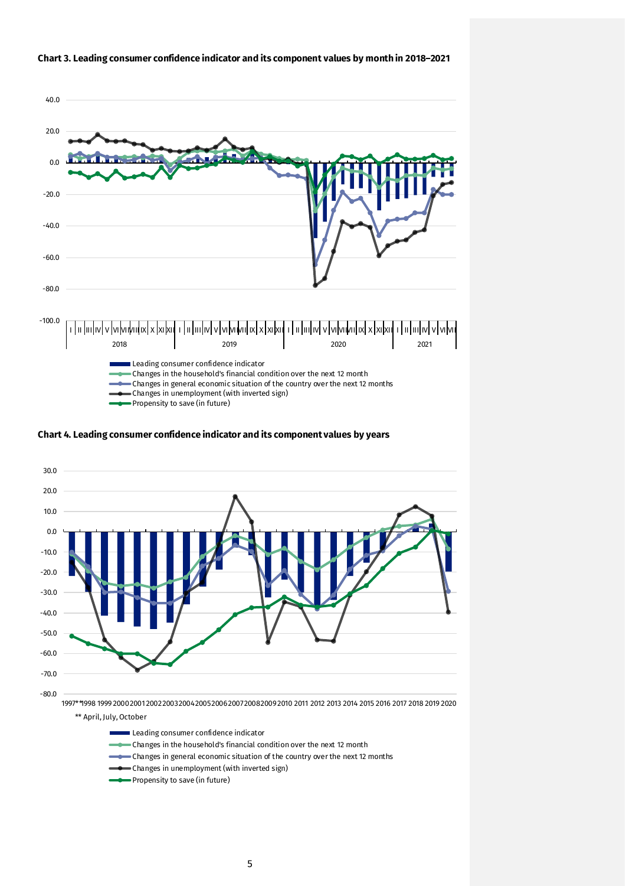**Chart 3. Leading consumer confidence indicator and its component values by month in 2018–2021**

Leading consumer confidence indicator
Changes in the household's financial condition over the next 12 month
Changes in general economic situation of the country over the next 12 months
Changes in unemployment (with inverted sign)
Propensity to save (in future)

**Chart 4. Leading consumer confidence indicator and its component values by years**

** April, July, October

Leading consumer confidence indicator
Changes in the household's financial condition over the next 12 month
Changes in general economic situation of the country over the next 12 months
Changes in unemployment (with inverted sign)
Propensity to save (in future)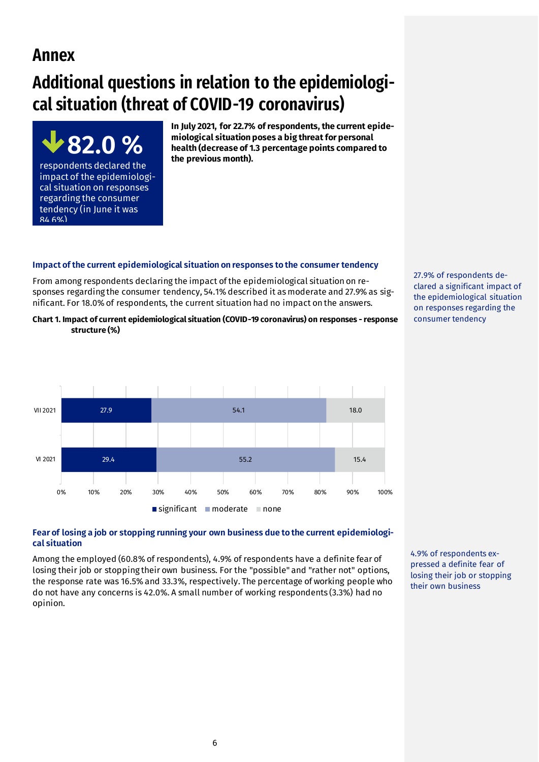# Annex

# Additional questions in relation to the epidemiological situation (threat of COVID-19 coronavirus)

**82.0 %**

respondents declared the impact of the epidemiological situation on responses regarding the consumer tendency (in June it was 84.6%)

**In July 2021, for 22.7% of respondents, the current epidemiological situation poses a big threat for personal health (decrease of 1.3 percentage points compared to the previous month).**

### Impact of the current epidemiological situation on responses to the consumer tendency

From among respondents declaring the impact of the epidemiological situation on responses regarding the consumer tendency, 54.1% described it as moderate and 27.9% as significant. For 18.0% of respondents, the current situation had no impact on the answers.

27.9% of respondents declared a significant impact of the epidemiological situation on responses regarding the consumer tendency

**Chart 1. Impact of current epidemiological situation (COVID-19 coronavirus) on responses - response structure (%)**

| | significant | moderate | none |
|---|---|---|---|
| VII 2021 | 27.9 | 54.1 | 18.0 |
| VI 2021 | 29.4 | 55.2 | 15.4 |

### Fear of losing a job or stopping running your own business due to the current epidemiological situation

Among the employed (60.8% of respondents), 4.9% of respondents have a definite fear of losing their job or stopping their own business. For the "possible" and "rather not" options, the response rate was 16.5% and 33.3%, respectively. The percentage of working people who do not have any concerns is 42.0%. A small number of working respondents (3.3%) had no opinion.

4.9% of respondents expressed a definite fear of losing their job or stopping their own business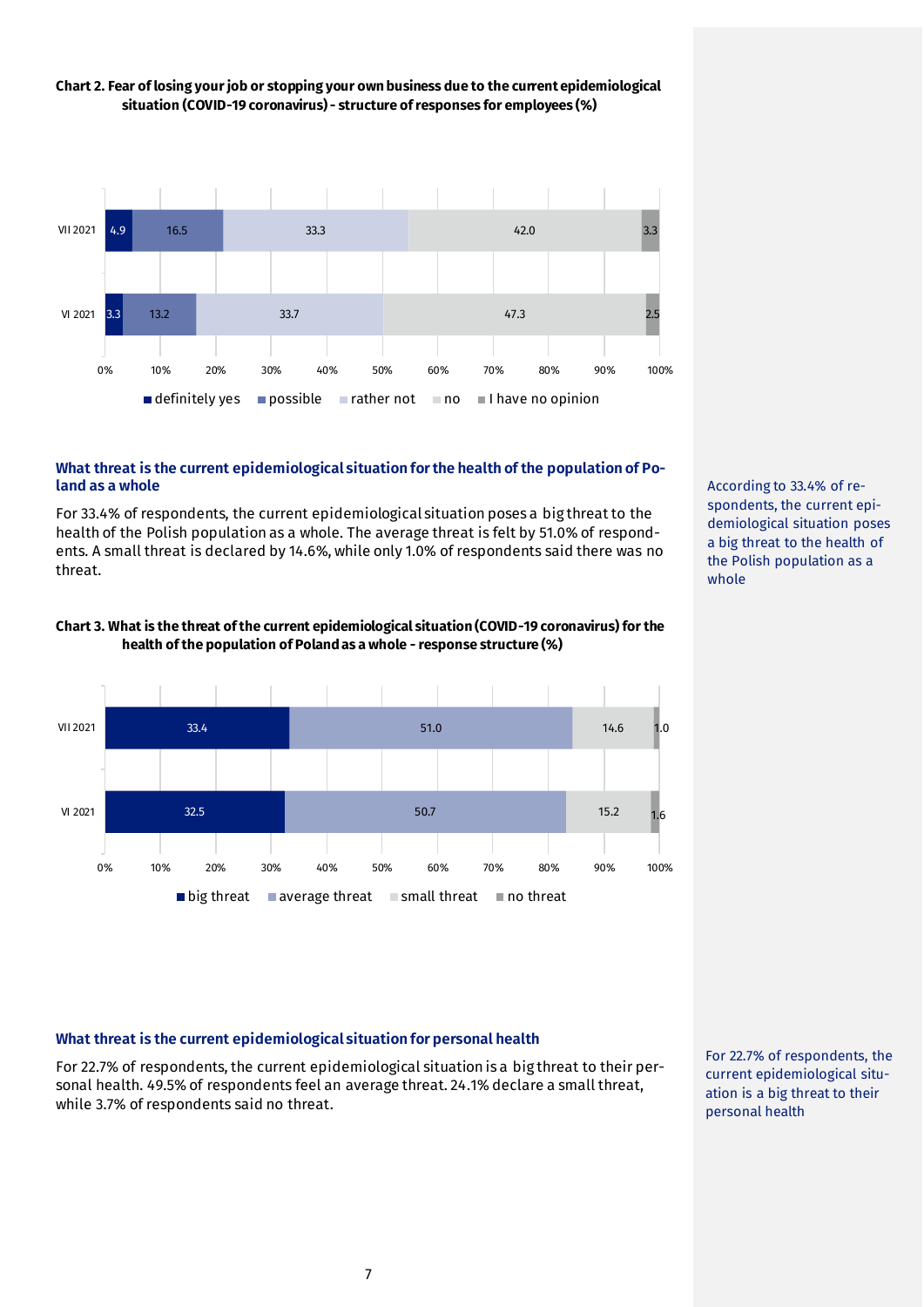**Chart 2. Fear of losing your job or stopping your own business due to the current epidemiological situation (COVID-19 coronavirus) - structure of responses for employees (%)**

| | definitely yes | possible | rather not | no | I have no opinion |
|---|---|---|---|---|---|
| VII 2021 | 4.9 | 16.5 | 33.3 | 42.0 | 3.3 |
| VI 2021 | 3.3 | 13.2 | 33.7 | 47.3 | 2.5 |

### What threat is the current epidemiological situation for the health of the population of Poland as a whole

For 33.4% of respondents, the current epidemiological situation poses a big threat to the health of the Polish population as a whole. The average threat is felt by 51.0% of respondents. A small threat is declared by 14.6%, while only 1.0% of respondents said there was no threat.

According to 33.4% of respondents, the current epidemiological situation poses a big threat to the health of the Polish population as a whole

**Chart 3. What is the threat of the current epidemiological situation (COVID-19 coronavirus) for the health of the population of Poland as a whole - response structure (%)**

| | big threat | average threat | small threat | no threat |
|---|---|---|---|---|
| VII 2021 | 33.4 | 51.0 | 14.6 | 1.0 |
| VI 2021 | 32.5 | 50.7 | 15.2 | 1.6 |

### What threat is the current epidemiological situation for personal health

For 22.7% of respondents, the current epidemiological situation is a big threat to their personal health. 49.5% of respondents feel an average threat. 24.1% declare a small threat, while 3.7% of respondents said no threat.

For 22.7% of respondents, the current epidemiological situation is a big threat to their personal health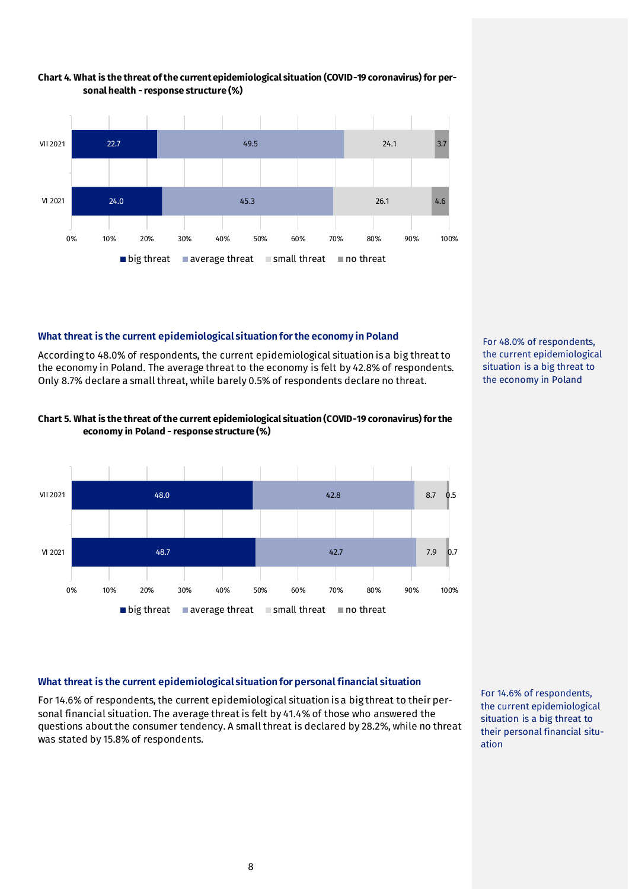**Chart 4. What is the threat of the current epidemiological situation (COVID-19 coronavirus) for personal health - response structure (%)**

| | big threat | average threat | small threat | no threat |
|---|---|---|---|---|
| VII 2021 | 22.7 | 49.5 | 24.1 | 3.7 |
| VI 2021 | 24.0 | 45.3 | 26.1 | 4.6 |

### What threat is the current epidemiological situation for the economy in Poland

According to 48.0% of respondents, the current epidemiological situation is a big threat to the economy in Poland. The average threat to the economy is felt by 42.8% of respondents. Only 8.7% declare a small threat, while barely 0.5% of respondents declare no threat.

For 48.0% of respondents, the current epidemiological situation is a big threat to the economy in Poland

**Chart 5. What is the threat of the current epidemiological situation (COVID-19 coronavirus) for the economy in Poland - response structure (%)**

| | big threat | average threat | small threat | no threat |
|---|---|---|---|---|
| VII 2021 | 48.0 | 42.8 | 8.7 | 0.5 |
| VI 2021 | 48.7 | 42.7 | 7.9 | 0.7 |

### What threat is the current epidemiological situation for personal financial situation

For 14.6% of respondents, the current epidemiological situation is a big threat to their personal financial situation. The average threat is felt by 41.4% of those who answered the questions about the consumer tendency. A small threat is declared by 28.2%, while no threat was stated by 15.8% of respondents.

For 14.6% of respondents, the current epidemiological situation is a big threat to their personal financial situation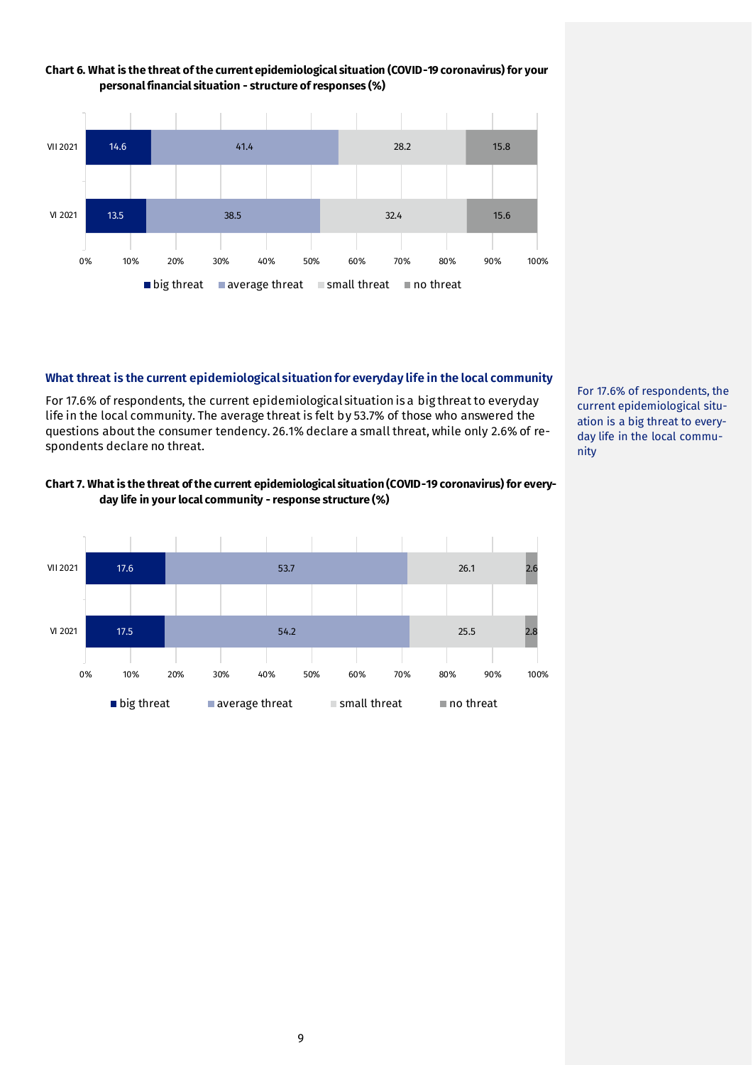**Chart 6. What is the threat of the current epidemiological situation (COVID-19 coronavirus) for your personal financial situation - structure of responses (%)**

| | big threat | average threat | small threat | no threat |
|---|---|---|---|---|
| VII 2021 | 14.6 | 41.4 | 28.2 | 15.8 |
| VI 2021 | 13.5 | 38.5 | 32.4 | 15.6 |

## What threat is the current epidemiological situation for everyday life in the local community

For 17.6% of respondents, the current epidemiological situation is a big threat to everyday life in the local community. The average threat is felt by 53.7% of those who answered the questions about the consumer tendency. 26.1% declare a small threat, while only 2.6% of respondents declare no threat.

For 17.6% of respondents, the current epidemiological situation is a big threat to everyday life in the local community

**Chart 7. What is the threat of the current epidemiological situation (COVID-19 coronavirus) for everyday life in your local community - response structure (%)**

| | big threat | average threat | small threat | no threat |
|---|---|---|---|---|
| VII 2021 | 17.6 | 53.7 | 26.1 | 2.6 |
| VI 2021 | 17.5 | 54.2 | 25.5 | 2.8 |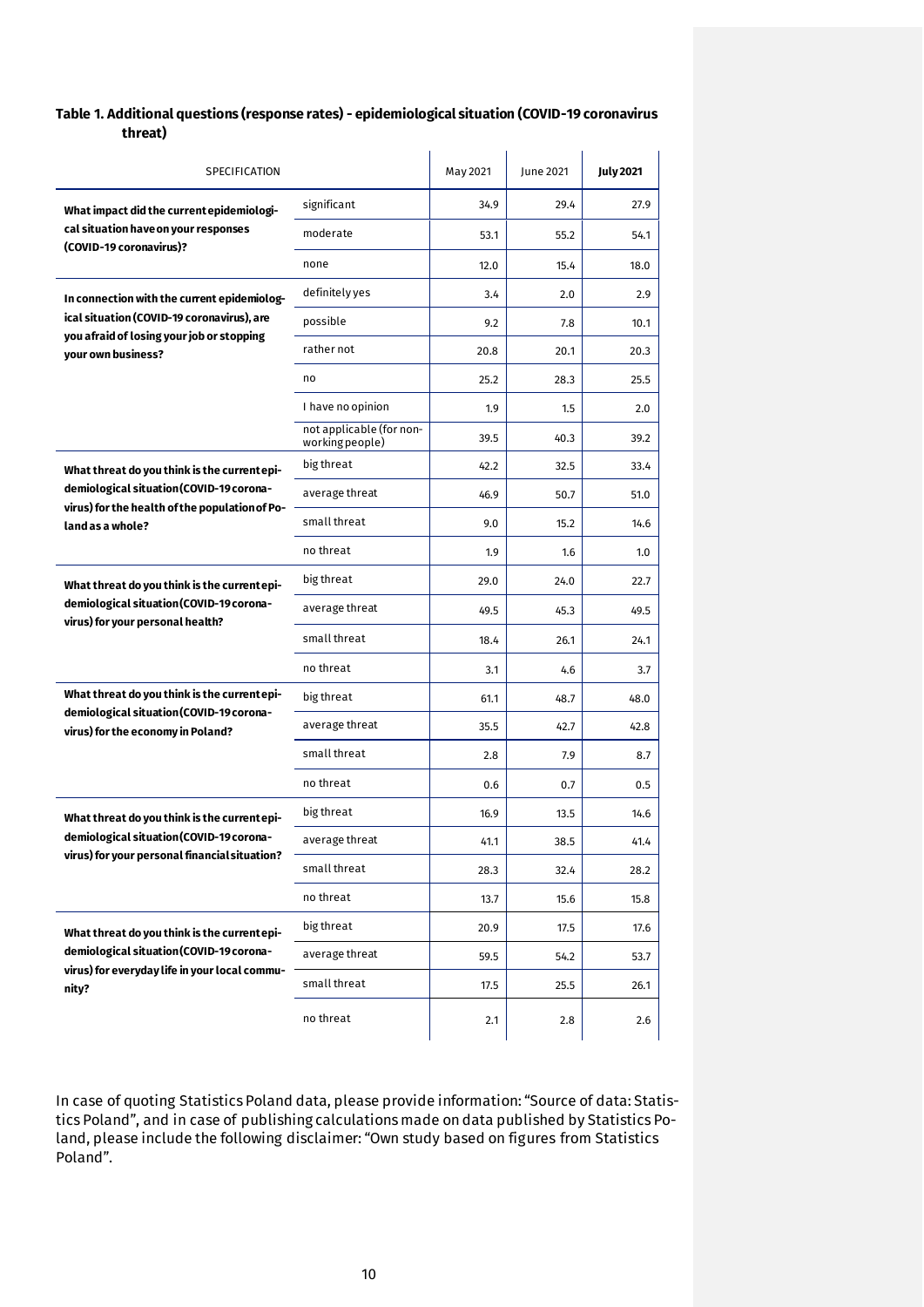**Table 1. Additional questions (response rates) - epidemiological situation (COVID-19 coronavirus threat)**

| SPECIFICATION | | May 2021 | June 2021 | **July 2021** |
|---|---|---|---|---|
| **What impact did the current epidemiological situation have on your responses (COVID-19 coronavirus)?** | significant | 34.9 | 29.4 | 27.9 |
| | moderate | 53.1 | 55.2 | 54.1 |
| | none | 12.0 | 15.4 | 18.0 |
| **In connection with the current epidemiological situation (COVID-19 coronavirus), are you afraid of losing your job or stopping your own business?** | definitely yes | 3.4 | 2.0 | 2.9 |
| | possible | 9.2 | 7.8 | 10.1 |
| | rather not | 20.8 | 20.1 | 20.3 |
| | no | 25.2 | 28.3 | 25.5 |
| | I have no opinion | 1.9 | 1.5 | 2.0 |
| | not applicable (for non-working people) | 39.5 | 40.3 | 39.2 |
| **What threat do you think is the current epidemiological situation (COVID-19 coronavirus) for the health of the population of Poland as a whole?** | big threat | 42.2 | 32.5 | 33.4 |
| | average threat | 46.9 | 50.7 | 51.0 |
| | small threat | 9.0 | 15.2 | 14.6 |
| | no threat | 1.9 | 1.6 | 1.0 |
| **What threat do you think is the current epidemiological situation (COVID-19 coronavirus) for your personal health?** | big threat | 29.0 | 24.0 | 22.7 |
| | average threat | 49.5 | 45.3 | 49.5 |
| | small threat | 18.4 | 26.1 | 24.1 |
| | no threat | 3.1 | 4.6 | 3.7 |
| **What threat do you think is the current epidemiological situation (COVID-19 coronavirus) for the economy in Poland?** | big threat | 61.1 | 48.7 | 48.0 |
| | average threat | 35.5 | 42.7 | 42.8 |
| | small threat | 2.8 | 7.9 | 8.7 |
| | no threat | 0.6 | 0.7 | 0.5 |
| **What threat do you think is the current epidemiological situation (COVID-19 coronavirus) for your personal financial situation?** | big threat | 16.9 | 13.5 | 14.6 |
| | average threat | 41.1 | 38.5 | 41.4 |
| | small threat | 28.3 | 32.4 | 28.2 |
| | no threat | 13.7 | 15.6 | 15.8 |
| **What threat do you think is the current epidemiological situation (COVID-19 coronavirus) for everyday life in your local community?** | big threat | 20.9 | 17.5 | 17.6 |
| | average threat | 59.5 | 54.2 | 53.7 |
| | small threat | 17.5 | 25.5 | 26.1 |
| | no threat | 2.1 | 2.8 | 2.6 |

In case of quoting Statistics Poland data, please provide information: "Source of data: Statistics Poland", and in case of publishing calculations made on data published by Statistics Poland, please include the following disclaimer: "Own study based on figures from Statistics Poland".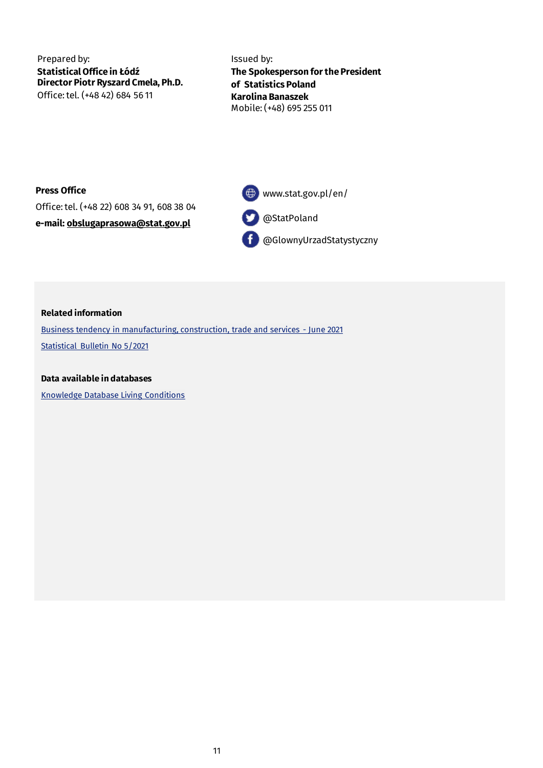Prepared by:
**Statistical Office in Łódź**
**Director Piotr Ryszard Cmela, Ph.D.**
Office: tel. (+48 42) 684 56 11

Issued by:
**The Spokesperson for the President of Statistics Poland**
**Karolina Banaszek**
Mobile: (+48) 695 255 011

**Press Office**
Office: tel. (+48 22) 608 34 91, 608 38 04
**e-mail: obslugaprasowa@stat.gov.pl**

www.stat.gov.pl/en/
@StatPoland
@GlownyUrzadStatystyczny

**Related information**

Business tendency in manufacturing, construction, trade and services - June 2021

Statistical Bulletin No 5/2021

**Data available in databases**

Knowledge Database Living Conditions